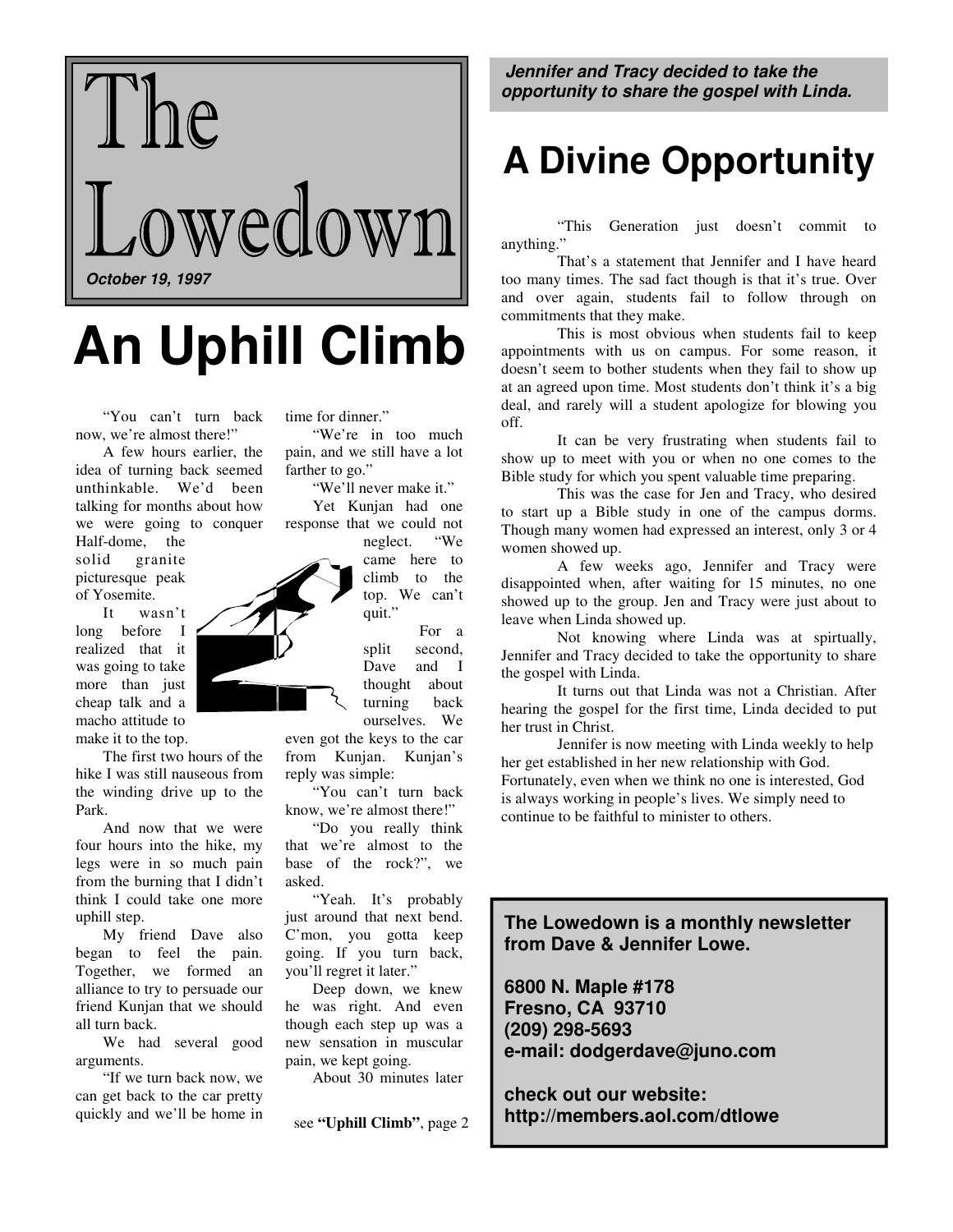# The Lowedown

***October 19, 1997***

# An Uphill Climb

"You can't turn back now, we're almost there!"

A few hours earlier, the idea of turning back seemed unthinkable. We'd been talking for months about how we were going to conquer Half-dome, the solid granite picturesque peak of Yosemite.

It wasn't long before I realized that it was going to take more than just cheap talk and a macho attitude to make it to the top.

The first two hours of the hike I was still nauseous from the winding drive up to the Park.

And now that we were four hours into the hike, my legs were in so much pain from the burning that I didn't think I could take one more uphill step.

My friend Dave also began to feel the pain. Together, we formed an alliance to try to persuade our friend Kunjan that we should all turn back.

We had several good arguments.

"If we turn back now, we can get back to the car pretty quickly and we'll be home in time for dinner."

"We're in too much pain, and we still have a lot farther to go."

"We'll never make it."

Yet Kunjan had one response that we could not neglect. "We came here to climb to the top. We can't quit."

For a split second, Dave and I thought about turning back ourselves. We even got the keys to the car from Kunjan. Kunjan's reply was simple:

"You can't turn back know, we're almost there!"

"Do you really think that we're almost to the base of the rock?", we asked.

"Yeah. It's probably just around that next bend. C'mon, you gotta keep going. If you turn back, you'll regret it later."

Deep down, we knew he was right. And even though each step up was a new sensation in muscular pain, we kept going.

About 30 minutes later

see **"Uphill Climb"**, page 2

***Jennifer and Tracy decided to take the opportunity to share the gospel with Linda.***

# A Divine Opportunity

"This Generation just doesn't commit to anything."

That's a statement that Jennifer and I have heard too many times. The sad fact though is that it's true. Over and over again, students fail to follow through on commitments that they make.

This is most obvious when students fail to keep appointments with us on campus. For some reason, it doesn't seem to bother students when they fail to show up at an agreed upon time. Most students don't think it's a big deal, and rarely will a student apologize for blowing you off.

It can be very frustrating when students fail to show up to meet with you or when no one comes to the Bible study for which you spent valuable time preparing.

This was the case for Jen and Tracy, who desired to start up a Bible study in one of the campus dorms. Though many women had expressed an interest, only 3 or 4 women showed up.

A few weeks ago, Jennifer and Tracy were disappointed when, after waiting for 15 minutes, no one showed up to the group. Jen and Tracy were just about to leave when Linda showed up.

Not knowing where Linda was at spirtually, Jennifer and Tracy decided to take the opportunity to share the gospel with Linda.

It turns out that Linda was not a Christian. After hearing the gospel for the first time, Linda decided to put her trust in Christ.

Jennifer is now meeting with Linda weekly to help her get established in her new relationship with God. Fortunately, even when we think no one is interested, God is always working in people's lives. We simply need to continue to be faithful to minister to others.

**The Lowedown is a monthly newsletter from Dave & Jennifer Lowe.**

**6800 N. Maple #178**
**Fresno, CA 93710**
**(209) 298-5693**
**e-mail: dodgerdave@juno.com**

**check out our website:**
**http://members.aol.com/dtlowe**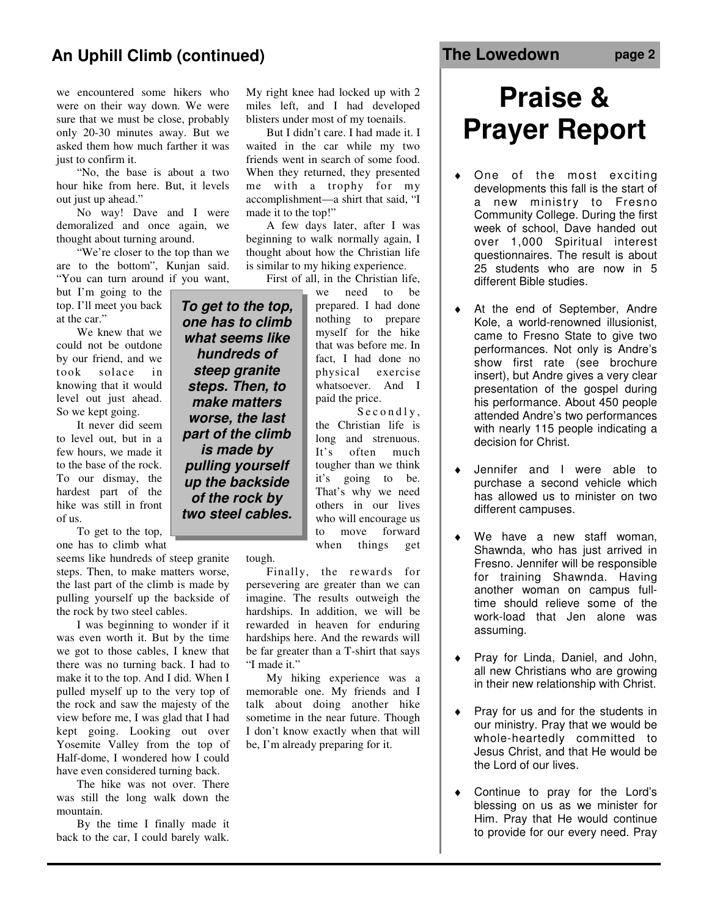## An Uphill Climb (continued)

we encountered some hikers who were on their way down. We were sure that we must be close, probably only 20-30 minutes away. But we asked them how much farther it was just to confirm it.

"No, the base is about a two hour hike from here. But, it levels out just up ahead."

No way! Dave and I were demoralized and once again, we thought about turning around.

"We're closer to the top than we are to the bottom", Kunjan said. "You can turn around if you want, but I'm going to the top. I'll meet you back at the car."

We knew that we could not be outdone by our friend, and we took solace in knowing that it would level out just ahead. So we kept going.

It never did seem to level out, but in a few hours, we made it to the base of the rock. To our dismay, the hardest part of the hike was still in front of us.

> ***To get to the top, one has to climb what seems like hundreds of steep granite steps. Then, to make matters worse, the last part of the climb is made by pulling yourself up the backside of the rock by two steel cables.***

To get to the top, one has to climb what seems like hundreds of steep granite steps. Then, to make matters worse, the last part of the climb is made by pulling yourself up the backside of the rock by two steel cables.

I was beginning to wonder if it was even worth it. But by the time we got to those cables, I knew that there was no turning back. I had to make it to the top. And I did. When I pulled myself up to the very top of the rock and saw the majesty of the view before me, I was glad that I had kept going. Looking out over Yosemite Valley from the top of Half-dome, I wondered how I could have even considered turning back.

The hike was not over. There was still the long walk down the mountain.

By the time I finally made it back to the car, I could barely walk. My right knee had locked up with 2 miles left, and I had developed blisters under most of my toenails.

But I didn't care. I had made it. I waited in the car while my two friends went in search of some food. When they returned, they presented me with a trophy for my accomplishment—a shirt that said, "I made it to the top!"

A few days later, after I was beginning to walk normally again, I thought about how the Christian life is similar to my hiking experience.

First of all, in the Christian life, we need to be prepared. I had done nothing to prepare myself for the hike that was before me. In fact, I had done no physical exercise whatsoever. And I paid the price.

Secondly, the Christian life is long and strenuous. It's often much tougher than we think it's going to be. That's why we need others in our lives who will encourage us to move forward when things get tough.

Finally, the rewards for persevering are greater than we can imagine. The results outweigh the hardships. In addition, we will be rewarded in heaven for enduring hardships here. And the rewards will be far greater than a T-shirt that says "I made it."

My hiking experience was a memorable one. My friends and I talk about doing another hike sometime in the near future. Though I don't know exactly when that will be, I'm already preparing for it.

# Praise & Prayer Report

- One of the most exciting developments this fall is the start of a new ministry to Fresno Community College. During the first week of school, Dave handed out over 1,000 Spiritual interest questionnaires. The result is about 25 students who are now in 5 different Bible studies.
- At the end of September, Andre Kole, a world-renowned illusionist, came to Fresno State to give two performances. Not only is Andre's show first rate (see brochure insert), but Andre gives a very clear presentation of the gospel during his performance. About 450 people attended Andre's two performances with nearly 115 people indicating a decision for Christ.
- Jennifer and I were able to purchase a second vehicle which has allowed us to minister on two different campuses.
- We have a new staff woman, Shawnda, who has just arrived in Fresno. Jennifer will be responsible for training Shawnda. Having another woman on campus full-time should relieve some of the work-load that Jen alone was assuming.
- Pray for Linda, Daniel, and John, all new Christians who are growing in their new relationship with Christ.
- Pray for us and for the students in our ministry. Pray that we would be whole-heartedly committed to Jesus Christ, and that He would be the Lord of our lives.
- Continue to pray for the Lord's blessing on us as we minister for Him. Pray that He would continue to provide for our every need. Pray